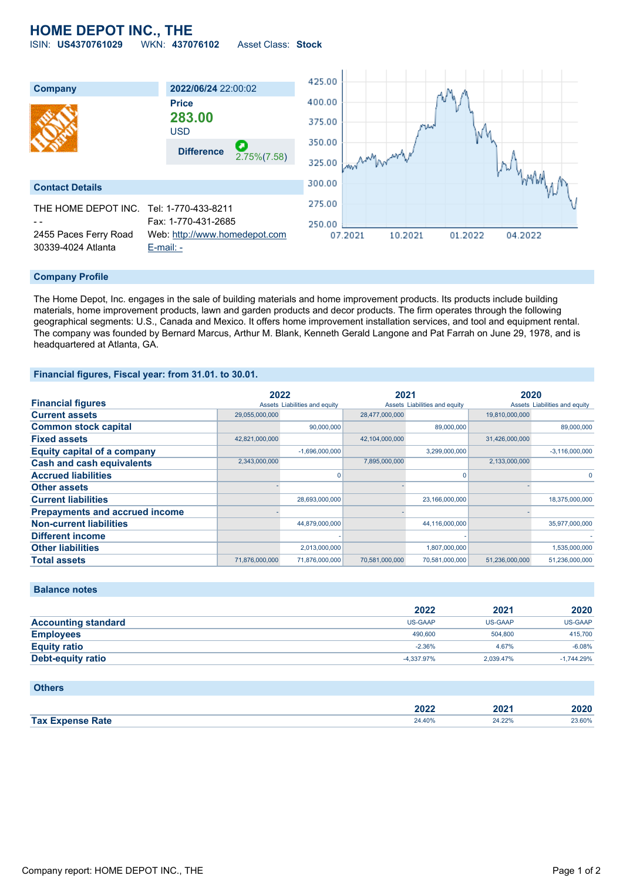# HOME DEPOT INC., THE

ISIN: **US4370761029** WKN: **437076102** Asset Class: **Stock**

| Company | 2022/06/24 22:00:02 |
|---|---|
| | Price |
| | **283.00** |
| | USD |
| | Difference 2.75%(7.58) |

## Contact Details

THE HOME DEPOT INC.
- -
2455 Paces Ferry Road
30339-4024 Atlanta

Tel: 1-770-433-8211
Fax: 1-770-431-2685
Web: http://www.homedepot.com
E-mail: -

## Company Profile

The Home Depot, Inc. engages in the sale of building materials and home improvement products. Its products include building materials, home improvement products, lawn and garden products and decor products. The firm operates through the following geographical segments: U.S., Canada and Mexico. It offers home improvement installation services, and tool and equipment rental. The company was founded by Bernard Marcus, Arthur M. Blank, Kenneth Gerald Langone and Pat Farrah on June 29, 1978, and is headquartered at Atlanta, GA.

## Financial figures, Fiscal year: from 31.01. to 30.01.

| Financial figures | 2022 | | 2021 | | 2020 | |
|---|---|---|---|---|---|---|
| | Assets | Liabilities and equity | Assets | Liabilities and equity | Assets | Liabilities and equity |
| Current assets | 29,055,000,000 | | 28,477,000,000 | | 19,810,000,000 | |
| Common stock capital | | 90,000,000 | | 89,000,000 | | 89,000,000 |
| Fixed assets | 42,821,000,000 | | 42,104,000,000 | | 31,426,000,000 | |
| Equity capital of a company | | -1,696,000,000 | | 3,299,000,000 | | -3,116,000,000 |
| Cash and cash equivalents | 2,343,000,000 | | 7,895,000,000 | | 2,133,000,000 | |
| Accrued liabilities | | 0 | | 0 | | 0 |
| Other assets | - | | - | | - | |
| Current liabilities | | 28,693,000,000 | | 23,166,000,000 | | 18,375,000,000 |
| Prepayments and accrued income | - | | - | | - | |
| Non-current liabilities | | 44,879,000,000 | | 44,116,000,000 | | 35,977,000,000 |
| Different income | | - | | - | | - |
| Other liabilities | | 2,013,000,000 | | 1,807,000,000 | | 1,535,000,000 |
| Total assets | 71,876,000,000 | 71,876,000,000 | 70,581,000,000 | 70,581,000,000 | 51,236,000,000 | 51,236,000,000 |

## Balance notes

| | 2022 | 2021 | 2020 |
|---|---|---|---|
| Accounting standard | US-GAAP | US-GAAP | US-GAAP |
| Employees | 490,600 | 504,800 | 415,700 |
| Equity ratio | -2.36% | 4.67% | -6.08% |
| Debt-equity ratio | -4,337.97% | 2,039.47% | -1,744.29% |

## Others

| | 2022 | 2021 | 2020 |
|---|---|---|---|
| Tax Expense Rate | 24.40% | 24.22% | 23.60% |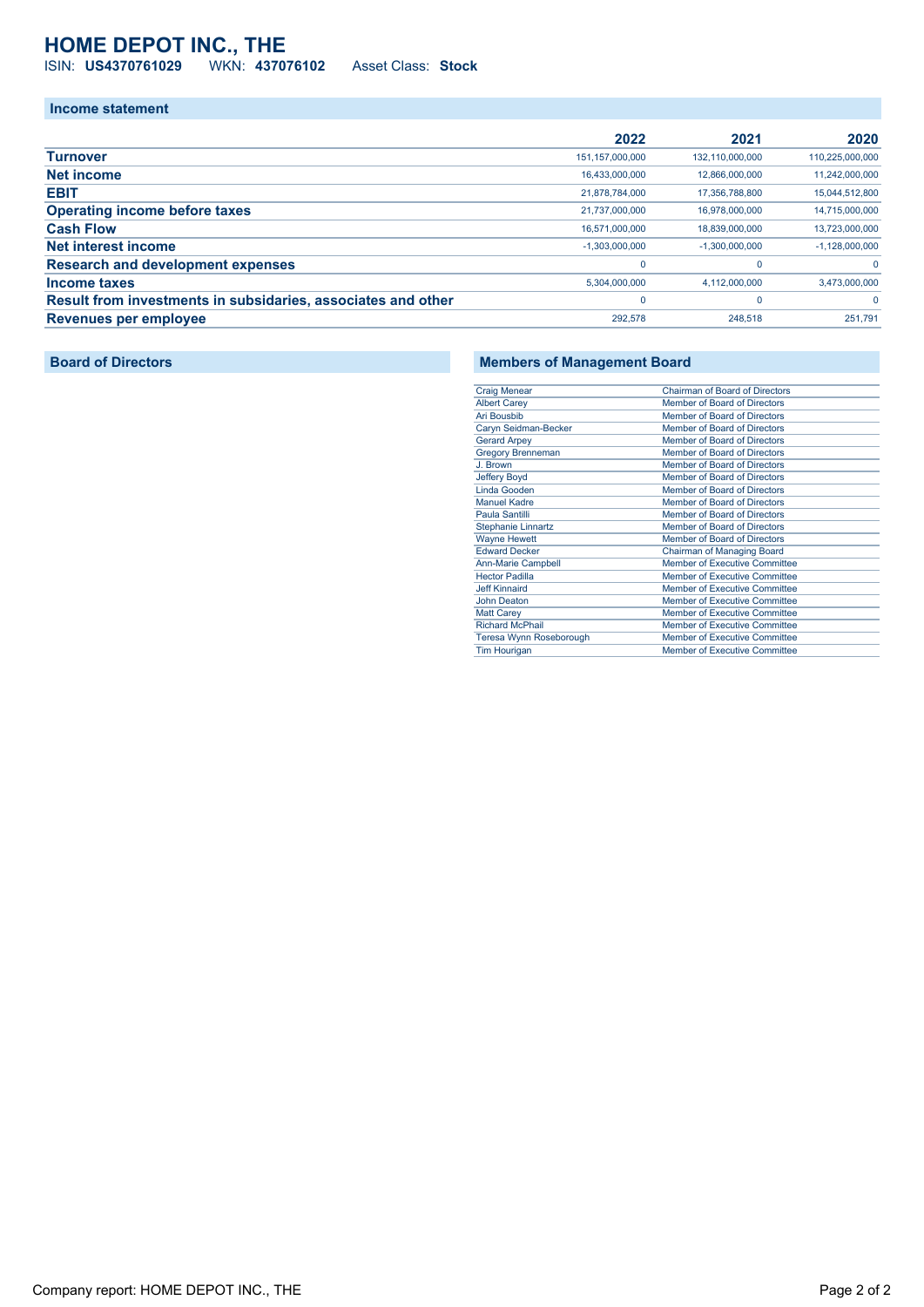# HOME DEPOT INC., THE

ISIN: **US4370761029** WKN: **437076102** Asset Class: **Stock**

## Income statement

| | 2022 | 2021 | 2020 |
|---|---|---|---|
| **Turnover** | 151,157,000,000 | 132,110,000,000 | 110,225,000,000 |
| **Net income** | 16,433,000,000 | 12,866,000,000 | 11,242,000,000 |
| **EBIT** | 21,878,784,000 | 17,356,788,800 | 15,044,512,800 |
| **Operating income before taxes** | 21,737,000,000 | 16,978,000,000 | 14,715,000,000 |
| **Cash Flow** | 16,571,000,000 | 18,839,000,000 | 13,723,000,000 |
| **Net interest income** | -1,303,000,000 | -1,300,000,000 | -1,128,000,000 |
| **Research and development expenses** | 0 | 0 | 0 |
| **Income taxes** | 5,304,000,000 | 4,112,000,000 | 3,473,000,000 |
| **Result from investments in subsidaries, associates and other** | 0 | 0 | 0 |
| **Revenues per employee** | 292,578 | 248,518 | 251,791 |

## Board of Directors

## Members of Management Board

| | |
|---|---|
| Craig Menear | Chairman of Board of Directors |
| Albert Carey | Member of Board of Directors |
| Ari Bousbib | Member of Board of Directors |
| Caryn Seidman-Becker | Member of Board of Directors |
| Gerard Arpey | Member of Board of Directors |
| Gregory Brenneman | Member of Board of Directors |
| J. Brown | Member of Board of Directors |
| Jeffery Boyd | Member of Board of Directors |
| Linda Gooden | Member of Board of Directors |
| Manuel Kadre | Member of Board of Directors |
| Paula Santilli | Member of Board of Directors |
| Stephanie Linnartz | Member of Board of Directors |
| Wayne Hewett | Member of Board of Directors |
| Edward Decker | Chairman of Managing Board |
| Ann-Marie Campbell | Member of Executive Committee |
| Hector Padilla | Member of Executive Committee |
| Jeff Kinnaird | Member of Executive Committee |
| John Deaton | Member of Executive Committee |
| Matt Carey | Member of Executive Committee |
| Richard McPhail | Member of Executive Committee |
| Teresa Wynn Roseborough | Member of Executive Committee |
| Tim Hourigan | Member of Executive Committee |